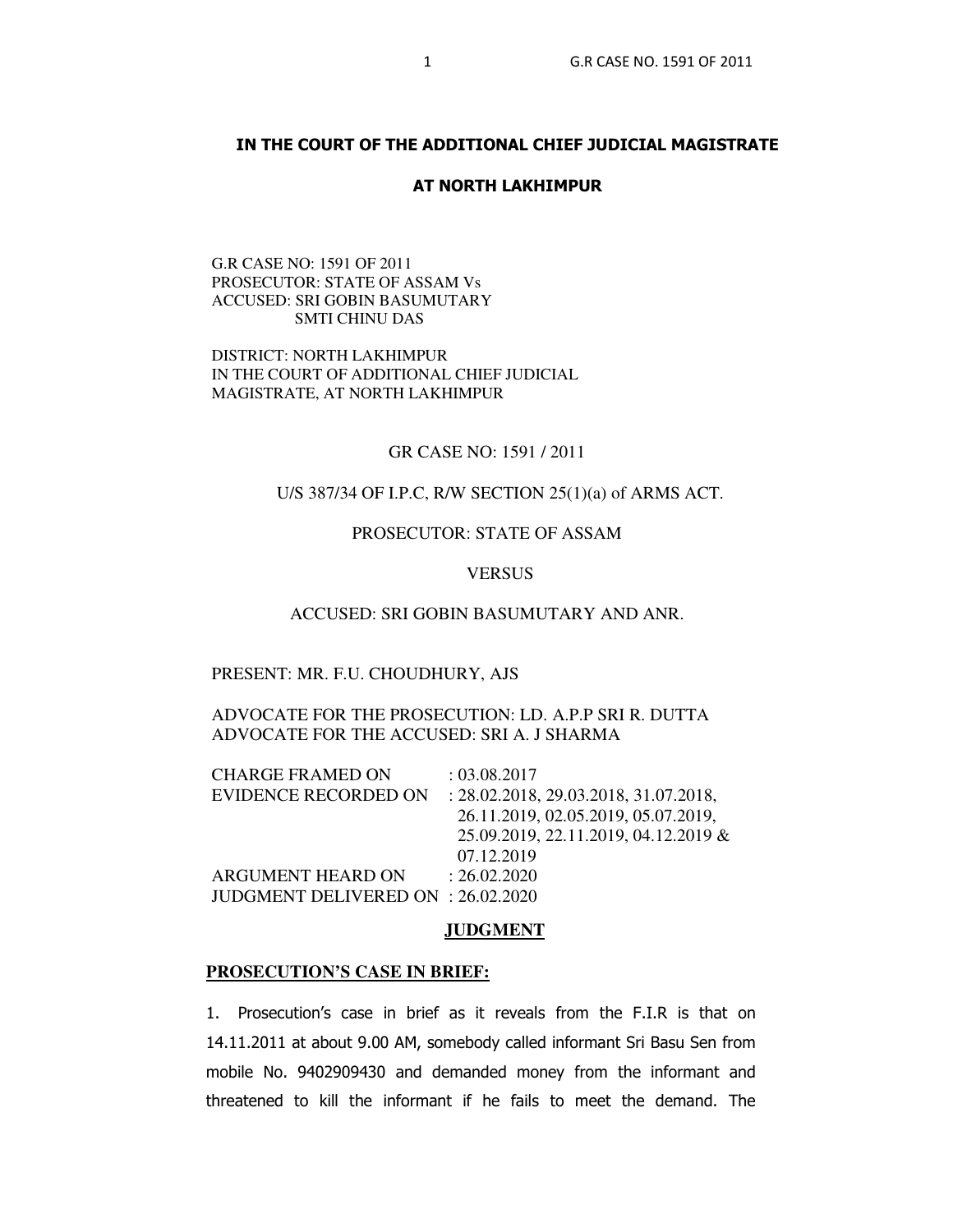## IN THE COURT OF THE ADDITIONAL CHIEF JUDICIAL MAGISTRATE

## AT NORTH LAKHIMPUR

G.R CASE NO: 1591 OF 2011
PROSECUTOR: STATE OF ASSAM Vs
ACCUSED: SRI GOBIN BASUMUTARY
SMTI CHINU DAS

DISTRICT: NORTH LAKHIMPUR
IN THE COURT OF ADDITIONAL CHIEF JUDICIAL MAGISTRATE, AT NORTH LAKHIMPUR

GR CASE NO: 1591 / 2011

U/S 387/34 OF I.P.C, R/W SECTION 25(1)(a) of ARMS ACT.

PROSECUTOR: STATE OF ASSAM

VERSUS

ACCUSED: SRI GOBIN BASUMUTARY AND ANR.

PRESENT: MR. F.U. CHOUDHURY, AJS

ADVOCATE FOR THE PROSECUTION: LD. A.P.P SRI R. DUTTA
ADVOCATE FOR THE ACCUSED: SRI A. J SHARMA

| | |
|---|---|
| CHARGE FRAMED ON | : 03.08.2017 |
| EVIDENCE RECORDED ON | : 28.02.2018, 29.03.2018, 31.07.2018, 26.11.2019, 02.05.2019, 05.07.2019, 25.09.2019, 22.11.2019, 04.12.2019 & 07.12.2019 |
| ARGUMENT HEARD ON | : 26.02.2020 |
| JUDGMENT DELIVERED ON | : 26.02.2020 |

**JUDGMENT**

**PROSECUTION'S CASE IN BRIEF:**

1. Prosecution's case in brief as it reveals from the F.I.R is that on 14.11.2011 at about 9.00 AM, somebody called informant Sri Basu Sen from mobile No. 9402909430 and demanded money from the informant and threatened to kill the informant if he fails to meet the demand. The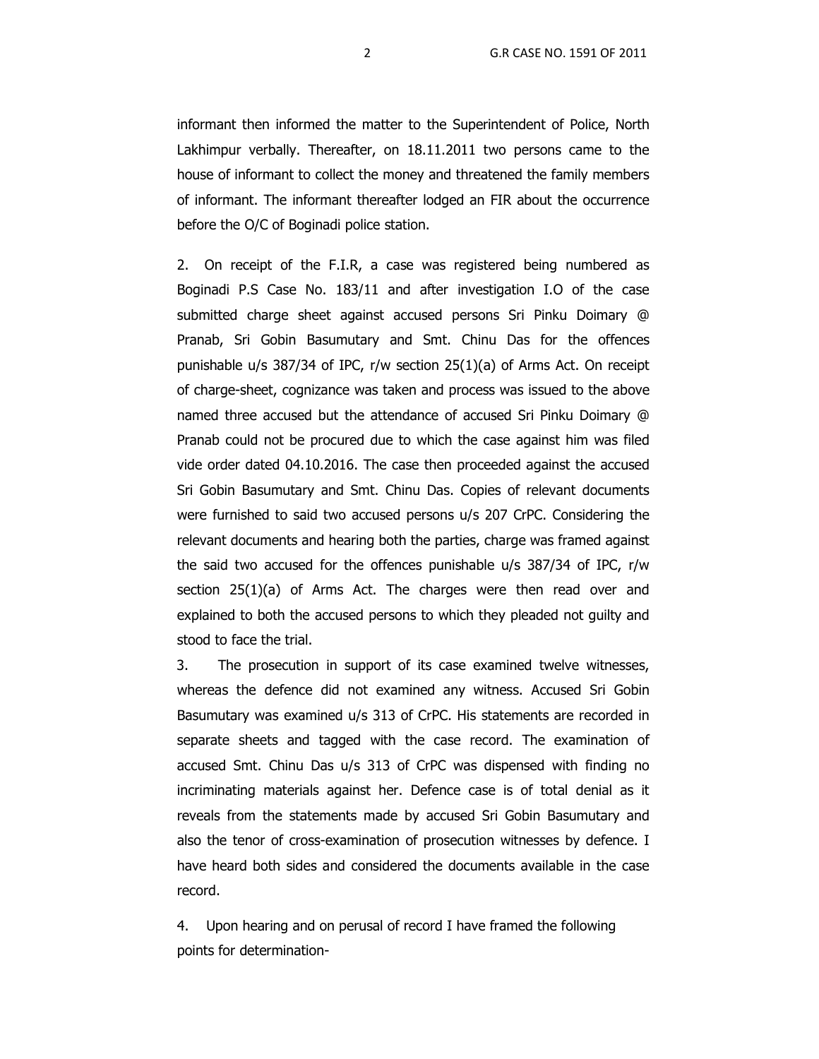informant then informed the matter to the Superintendent of Police, North Lakhimpur verbally. Thereafter, on 18.11.2011 two persons came to the house of informant to collect the money and threatened the family members of informant. The informant thereafter lodged an FIR about the occurrence before the O/C of Boginadi police station.

2. On receipt of the F.I.R, a case was registered being numbered as Boginadi P.S Case No. 183/11 and after investigation I.O of the case submitted charge sheet against accused persons Sri Pinku Doimary @ Pranab, Sri Gobin Basumutary and Smt. Chinu Das for the offences punishable u/s 387/34 of IPC, r/w section 25(1)(a) of Arms Act. On receipt of charge-sheet, cognizance was taken and process was issued to the above named three accused but the attendance of accused Sri Pinku Doimary @ Pranab could not be procured due to which the case against him was filed vide order dated 04.10.2016. The case then proceeded against the accused Sri Gobin Basumutary and Smt. Chinu Das. Copies of relevant documents were furnished to said two accused persons u/s 207 CrPC. Considering the relevant documents and hearing both the parties, charge was framed against the said two accused for the offences punishable u/s 387/34 of IPC, r/w section 25(1)(a) of Arms Act. The charges were then read over and explained to both the accused persons to which they pleaded not guilty and stood to face the trial.

3. The prosecution in support of its case examined twelve witnesses, whereas the defence did not examined any witness. Accused Sri Gobin Basumutary was examined u/s 313 of CrPC. His statements are recorded in separate sheets and tagged with the case record. The examination of accused Smt. Chinu Das u/s 313 of CrPC was dispensed with finding no incriminating materials against her. Defence case is of total denial as it reveals from the statements made by accused Sri Gobin Basumutary and also the tenor of cross-examination of prosecution witnesses by defence. I have heard both sides and considered the documents available in the case record.

4. Upon hearing and on perusal of record I have framed the following points for determination-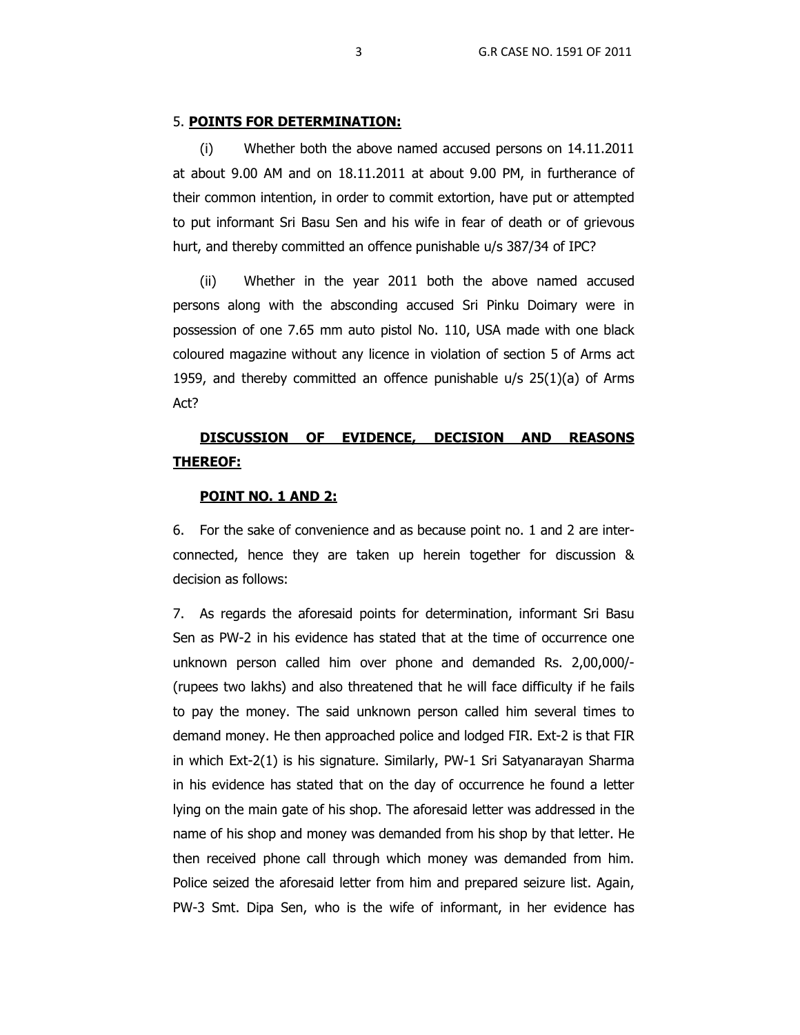5. **POINTS FOR DETERMINATION:**

(i) Whether both the above named accused persons on 14.11.2011 at about 9.00 AM and on 18.11.2011 at about 9.00 PM, in furtherance of their common intention, in order to commit extortion, have put or attempted to put informant Sri Basu Sen and his wife in fear of death or of grievous hurt, and thereby committed an offence punishable u/s 387/34 of IPC?

(ii) Whether in the year 2011 both the above named accused persons along with the absconding accused Sri Pinku Doimary were in possession of one 7.65 mm auto pistol No. 110, USA made with one black coloured magazine without any licence in violation of section 5 of Arms act 1959, and thereby committed an offence punishable u/s 25(1)(a) of Arms Act?

**DISCUSSION OF EVIDENCE, DECISION AND REASONS THEREOF:**

**POINT NO. 1 AND 2:**

6. For the sake of convenience and as because point no. 1 and 2 are inter-connected, hence they are taken up herein together for discussion & decision as follows:

7. As regards the aforesaid points for determination, informant Sri Basu Sen as PW-2 in his evidence has stated that at the time of occurrence one unknown person called him over phone and demanded Rs. 2,00,000/- (rupees two lakhs) and also threatened that he will face difficulty if he fails to pay the money. The said unknown person called him several times to demand money. He then approached police and lodged FIR. Ext-2 is that FIR in which Ext-2(1) is his signature. Similarly, PW-1 Sri Satyanarayan Sharma in his evidence has stated that on the day of occurrence he found a letter lying on the main gate of his shop. The aforesaid letter was addressed in the name of his shop and money was demanded from his shop by that letter. He then received phone call through which money was demanded from him. Police seized the aforesaid letter from him and prepared seizure list. Again, PW-3 Smt. Dipa Sen, who is the wife of informant, in her evidence has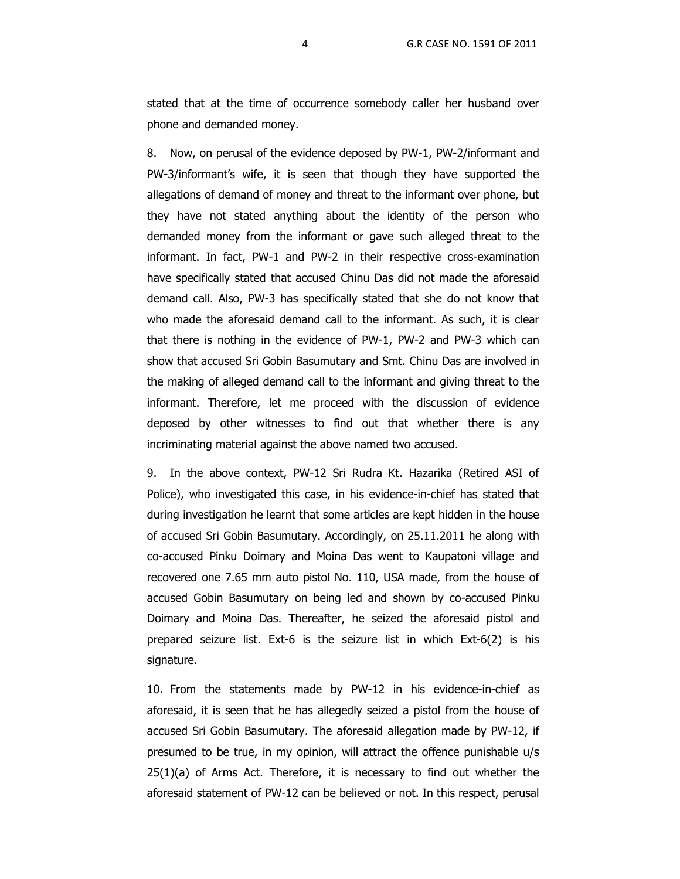stated that at the time of occurrence somebody caller her husband over phone and demanded money.

8. Now, on perusal of the evidence deposed by PW-1, PW-2/informant and PW-3/informant's wife, it is seen that though they have supported the allegations of demand of money and threat to the informant over phone, but they have not stated anything about the identity of the person who demanded money from the informant or gave such alleged threat to the informant. In fact, PW-1 and PW-2 in their respective cross-examination have specifically stated that accused Chinu Das did not made the aforesaid demand call. Also, PW-3 has specifically stated that she do not know that who made the aforesaid demand call to the informant. As such, it is clear that there is nothing in the evidence of PW-1, PW-2 and PW-3 which can show that accused Sri Gobin Basumutary and Smt. Chinu Das are involved in the making of alleged demand call to the informant and giving threat to the informant. Therefore, let me proceed with the discussion of evidence deposed by other witnesses to find out that whether there is any incriminating material against the above named two accused.

9. In the above context, PW-12 Sri Rudra Kt. Hazarika (Retired ASI of Police), who investigated this case, in his evidence-in-chief has stated that during investigation he learnt that some articles are kept hidden in the house of accused Sri Gobin Basumutary. Accordingly, on 25.11.2011 he along with co-accused Pinku Doimary and Moina Das went to Kaupatoni village and recovered one 7.65 mm auto pistol No. 110, USA made, from the house of accused Gobin Basumutary on being led and shown by co-accused Pinku Doimary and Moina Das. Thereafter, he seized the aforesaid pistol and prepared seizure list. Ext-6 is the seizure list in which Ext-6(2) is his signature.

10. From the statements made by PW-12 in his evidence-in-chief as aforesaid, it is seen that he has allegedly seized a pistol from the house of accused Sri Gobin Basumutary. The aforesaid allegation made by PW-12, if presumed to be true, in my opinion, will attract the offence punishable u/s 25(1)(a) of Arms Act. Therefore, it is necessary to find out whether the aforesaid statement of PW-12 can be believed or not. In this respect, perusal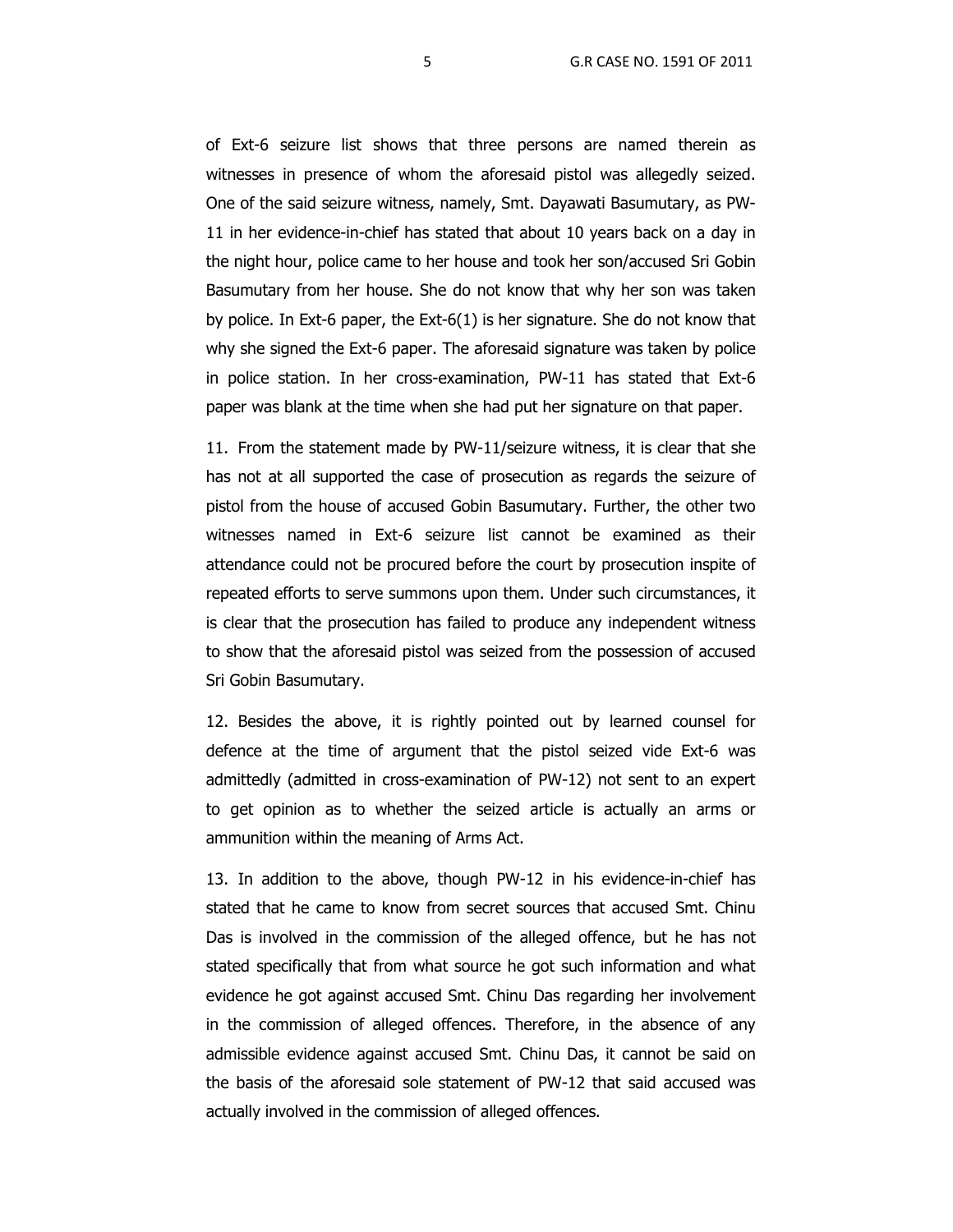of Ext-6 seizure list shows that three persons are named therein as witnesses in presence of whom the aforesaid pistol was allegedly seized. One of the said seizure witness, namely, Smt. Dayawati Basumutary, as PW-11 in her evidence-in-chief has stated that about 10 years back on a day in the night hour, police came to her house and took her son/accused Sri Gobin Basumutary from her house. She do not know that why her son was taken by police. In Ext-6 paper, the Ext-6(1) is her signature. She do not know that why she signed the Ext-6 paper. The aforesaid signature was taken by police in police station. In her cross-examination, PW-11 has stated that Ext-6 paper was blank at the time when she had put her signature on that paper.

11. From the statement made by PW-11/seizure witness, it is clear that she has not at all supported the case of prosecution as regards the seizure of pistol from the house of accused Gobin Basumutary. Further, the other two witnesses named in Ext-6 seizure list cannot be examined as their attendance could not be procured before the court by prosecution inspite of repeated efforts to serve summons upon them. Under such circumstances, it is clear that the prosecution has failed to produce any independent witness to show that the aforesaid pistol was seized from the possession of accused Sri Gobin Basumutary.

12. Besides the above, it is rightly pointed out by learned counsel for defence at the time of argument that the pistol seized vide Ext-6 was admittedly (admitted in cross-examination of PW-12) not sent to an expert to get opinion as to whether the seized article is actually an arms or ammunition within the meaning of Arms Act.

13. In addition to the above, though PW-12 in his evidence-in-chief has stated that he came to know from secret sources that accused Smt. Chinu Das is involved in the commission of the alleged offence, but he has not stated specifically that from what source he got such information and what evidence he got against accused Smt. Chinu Das regarding her involvement in the commission of alleged offences. Therefore, in the absence of any admissible evidence against accused Smt. Chinu Das, it cannot be said on the basis of the aforesaid sole statement of PW-12 that said accused was actually involved in the commission of alleged offences.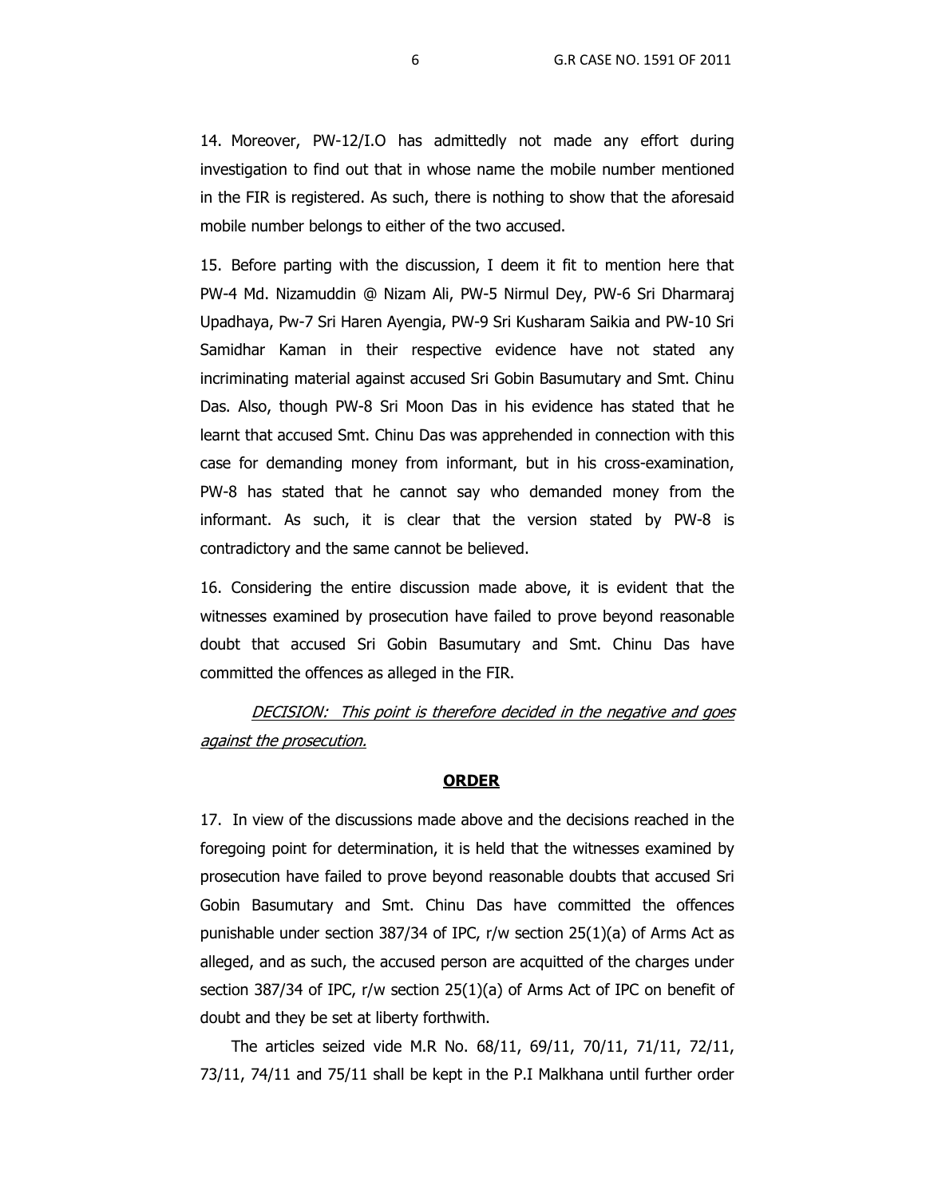14. Moreover, PW-12/I.O has admittedly not made any effort during investigation to find out that in whose name the mobile number mentioned in the FIR is registered. As such, there is nothing to show that the aforesaid mobile number belongs to either of the two accused.

15. Before parting with the discussion, I deem it fit to mention here that PW-4 Md. Nizamuddin @ Nizam Ali, PW-5 Nirmul Dey, PW-6 Sri Dharmaraj Upadhaya, Pw-7 Sri Haren Ayengia, PW-9 Sri Kusharam Saikia and PW-10 Sri Samidhar Kaman in their respective evidence have not stated any incriminating material against accused Sri Gobin Basumutary and Smt. Chinu Das. Also, though PW-8 Sri Moon Das in his evidence has stated that he learnt that accused Smt. Chinu Das was apprehended in connection with this case for demanding money from informant, but in his cross-examination, PW-8 has stated that he cannot say who demanded money from the informant. As such, it is clear that the version stated by PW-8 is contradictory and the same cannot be believed.

16. Considering the entire discussion made above, it is evident that the witnesses examined by prosecution have failed to prove beyond reasonable doubt that accused Sri Gobin Basumutary and Smt. Chinu Das have committed the offences as alleged in the FIR.

*DECISION: This point is therefore decided in the negative and goes against the prosecution.*

## ORDER

17. In view of the discussions made above and the decisions reached in the foregoing point for determination, it is held that the witnesses examined by prosecution have failed to prove beyond reasonable doubts that accused Sri Gobin Basumutary and Smt. Chinu Das have committed the offences punishable under section 387/34 of IPC, r/w section 25(1)(a) of Arms Act as alleged, and as such, the accused person are acquitted of the charges under section 387/34 of IPC, r/w section 25(1)(a) of Arms Act of IPC on benefit of doubt and they be set at liberty forthwith.

The articles seized vide M.R No. 68/11, 69/11, 70/11, 71/11, 72/11, 73/11, 74/11 and 75/11 shall be kept in the P.I Malkhana until further order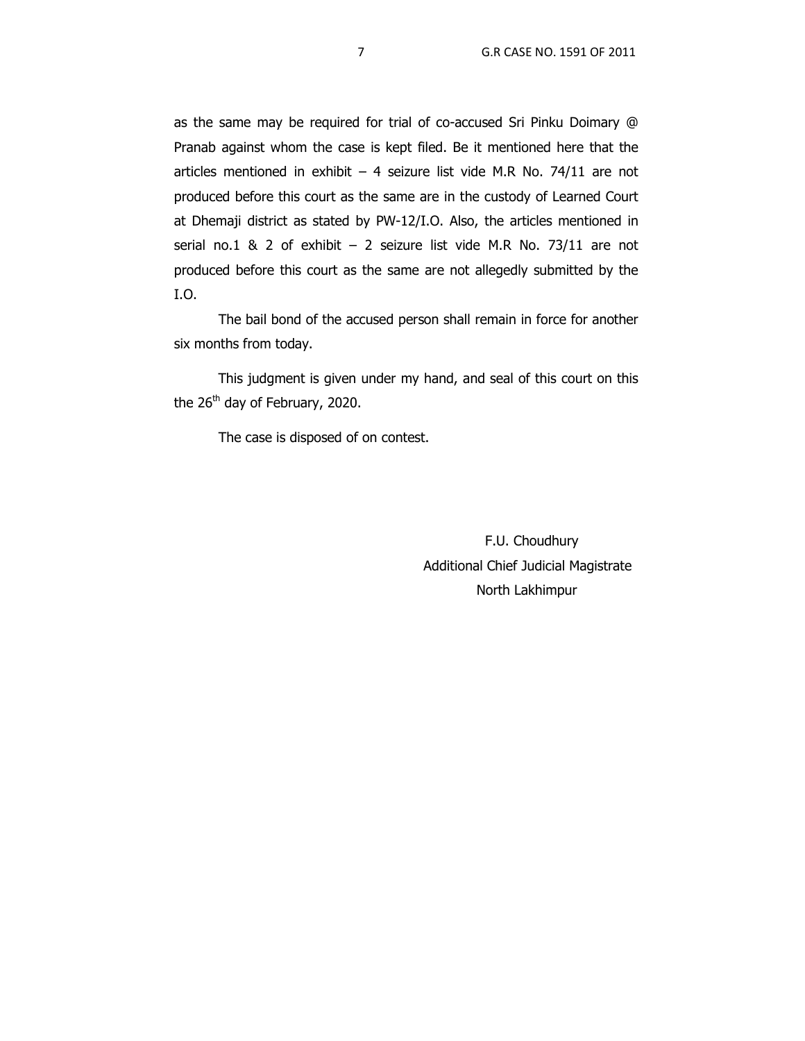as the same may be required for trial of co-accused Sri Pinku Doimary @ Pranab against whom the case is kept filed. Be it mentioned here that the articles mentioned in exhibit – 4 seizure list vide M.R No. 74/11 are not produced before this court as the same are in the custody of Learned Court at Dhemaji district as stated by PW-12/I.O. Also, the articles mentioned in serial no.1 & 2 of exhibit – 2 seizure list vide M.R No. 73/11 are not produced before this court as the same are not allegedly submitted by the I.O.

The bail bond of the accused person shall remain in force for another six months from today.

This judgment is given under my hand, and seal of this court on this the 26th day of February, 2020.

The case is disposed of on contest.

F.U. Choudhury
Additional Chief Judicial Magistrate
North Lakhimpur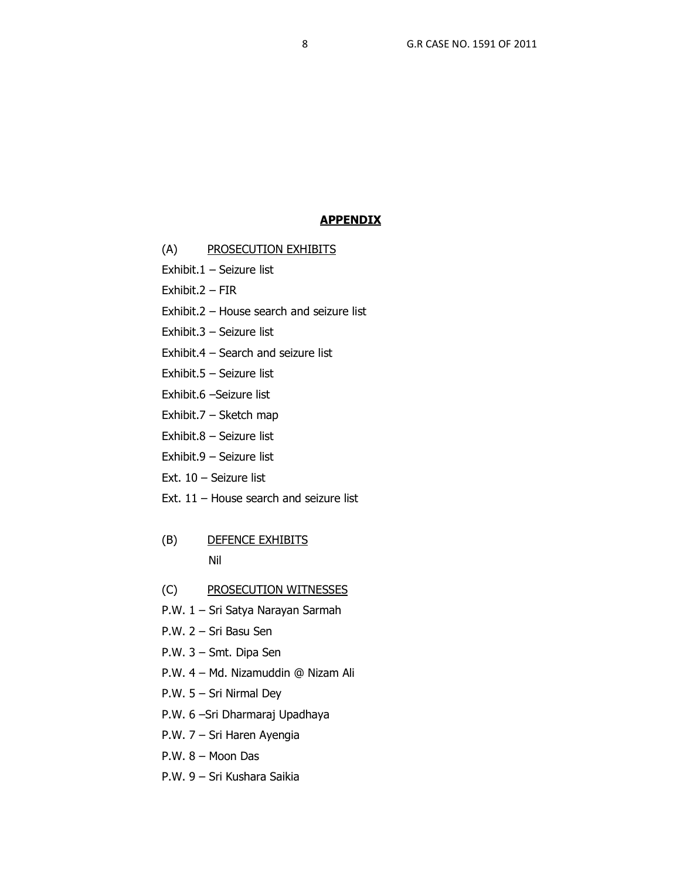# APPENDIX

(A) PROSECUTION EXHIBITS

Exhibit.1 – Seizure list

Exhibit.2 – FIR

Exhibit.2 – House search and seizure list

Exhibit.3 – Seizure list

Exhibit.4 – Search and seizure list

Exhibit.5 – Seizure list

Exhibit.6 –Seizure list

Exhibit.7 – Sketch map

Exhibit.8 – Seizure list

Exhibit.9 – Seizure list

Ext. 10 – Seizure list

Ext. 11 – House search and seizure list

(B) DEFENCE EXHIBITS

Nil

(C) PROSECUTION WITNESSES

P.W. 1 – Sri Satya Narayan Sarmah

P.W. 2 – Sri Basu Sen

P.W. 3 – Smt. Dipa Sen

P.W. 4 – Md. Nizamuddin @ Nizam Ali

P.W. 5 – Sri Nirmal Dey

P.W. 6 –Sri Dharmaraj Upadhaya

P.W. 7 – Sri Haren Ayengia

P.W. 8 – Moon Das

P.W. 9 – Sri Kushara Saikia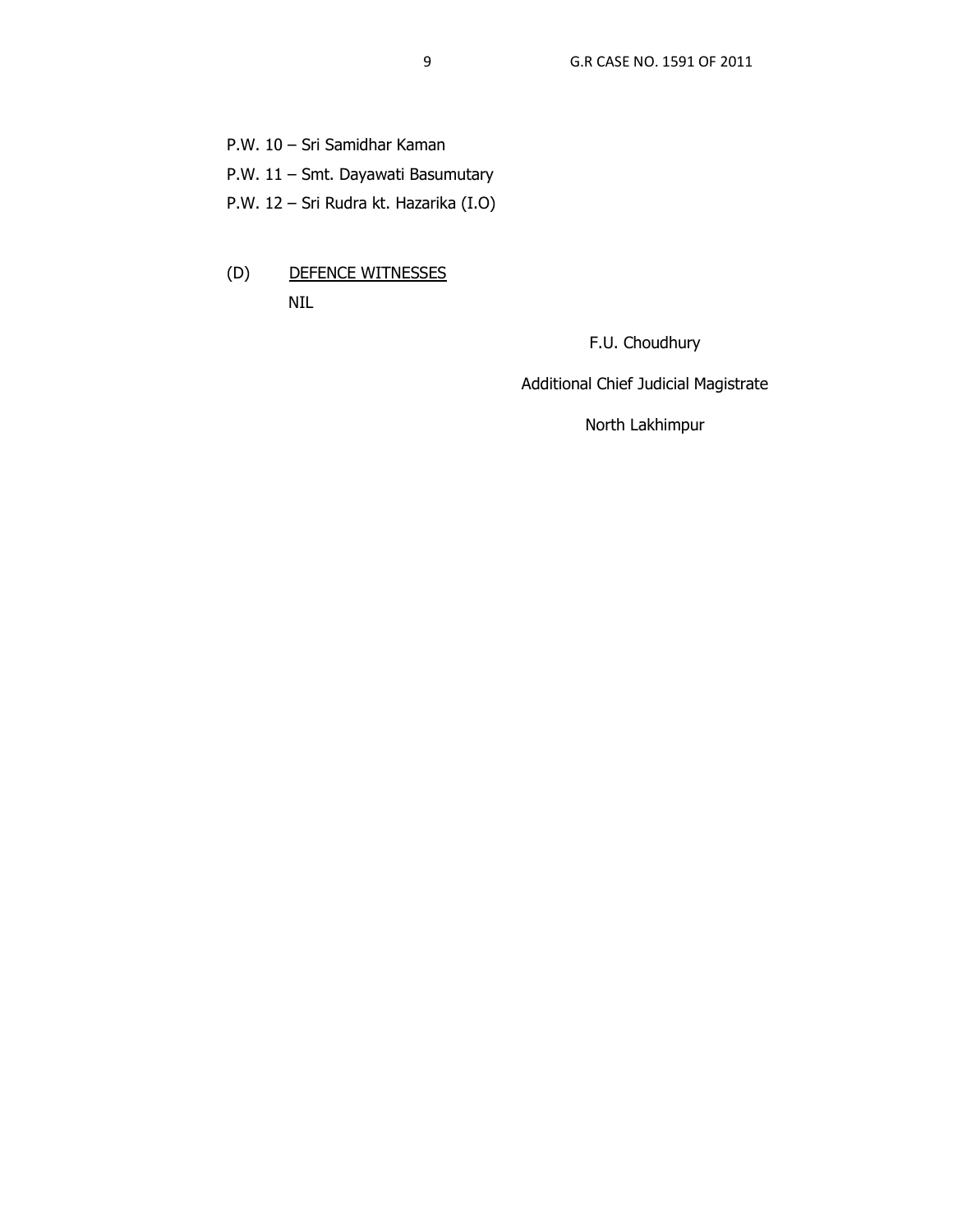P.W. 10 – Sri Samidhar Kaman

P.W. 11 – Smt. Dayawati Basumutary

P.W. 12 – Sri Rudra kt. Hazarika (I.O)

(D) <u>DEFENCE WITNESSES</u>

NIL

F.U. Choudhury

Additional Chief Judicial Magistrate

North Lakhimpur